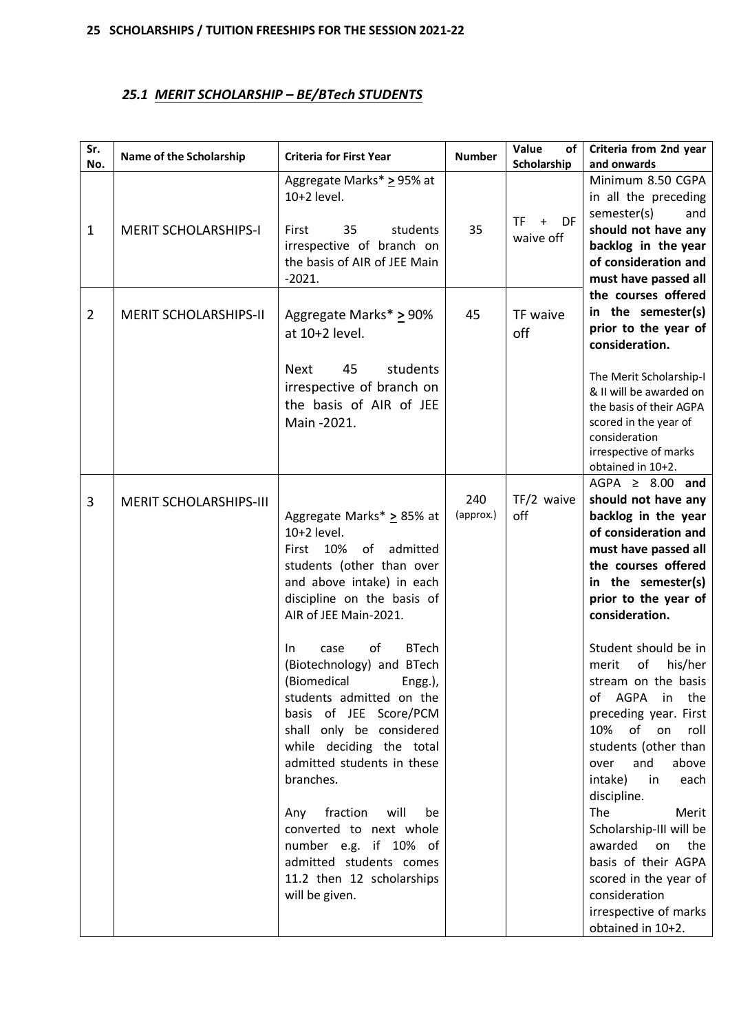## 25 SCHOLARSHIPS / TUITION FREESHIPS FOR THE SESSION 2021-22

### *25.1 MERIT SCHOLARSHIP – BE/BTech STUDENTS*

| Sr. No. | Name of the Scholarship | Criteria for First Year | Number | Value of Scholarship | Criteria from 2nd year and onwards |
|---|---|---|---|---|---|
| 1 | MERIT SCHOLARSHIPS-I | Aggregate Marks* $\geq$ 95% at 10+2 level.<br><br>First 35 students irrespective of branch on the basis of AIR of JEE Main -2021. | 35 | TF + DF waive off | Minimum 8.50 CGPA in all the preceding semester(s) and **should not have any backlog in the year of consideration and must have passed all the courses offered in the semester(s) prior to the year of consideration.**<br><br>The Merit Scholarship-I & II will be awarded on the basis of their AGPA scored in the year of consideration irrespective of marks obtained in 10+2. |
| 2 | MERIT SCHOLARSHIPS-II | Aggregate Marks* $\geq$ 90% at 10+2 level.<br><br>Next 45 students irrespective of branch on the basis of AIR of JEE Main -2021. | 45 | TF waive off | |
| 3 | MERIT SCHOLARSHIPS-III | Aggregate Marks* $\geq$ 85% at 10+2 level.<br>First 10% of admitted students (other than over and above intake) in each discipline on the basis of AIR of JEE Main-2021.<br><br>In case of BTech (Biotechnology) and BTech (Biomedical Engg.), students admitted on the basis of JEE Score/PCM shall only be considered while deciding the total admitted students in these branches.<br><br>Any fraction will be converted to next whole number e.g. if 10% of admitted students comes 11.2 then 12 scholarships will be given. | 240 (approx.) | TF/2 waive off | AGPA $\geq$ 8.00 **and should not have any backlog in the year of consideration and must have passed all the courses offered in the semester(s) prior to the year of consideration.**<br><br>Student should be in merit of his/her stream on the basis of AGPA in the preceding year. First 10% of on roll students (other than over and above intake) in each discipline.<br>The Merit Scholarship-III will be awarded on the basis of their AGPA scored in the year of consideration irrespective of marks obtained in 10+2. |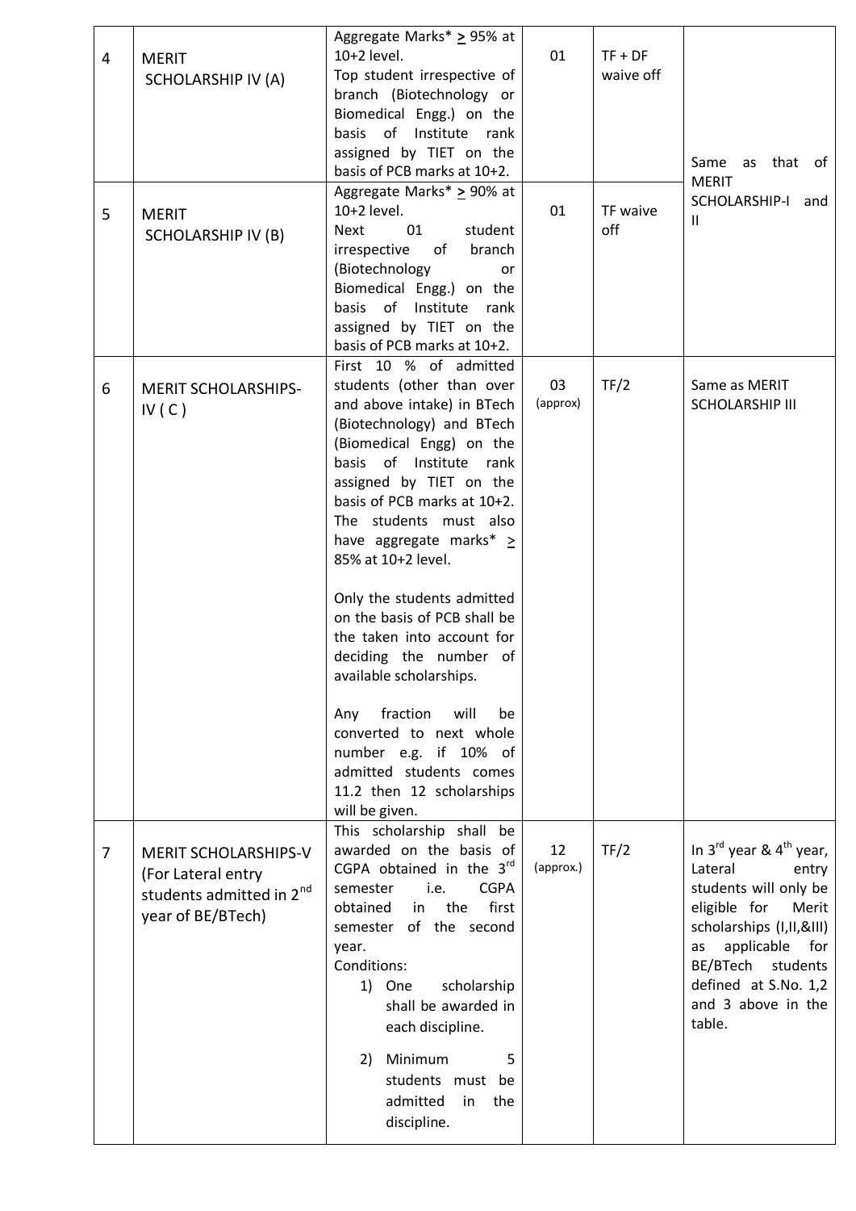| 4 | MERIT SCHOLARSHIP IV (A) | Aggregate Marks* ≥ 95% at 10+2 level. Top student irrespective of branch (Biotechnology or Biomedical Engg.) on the basis of Institute rank assigned by TIET on the basis of PCB marks at 10+2. | 01 | TF + DF waive off | Same as that of MERIT SCHOLARSHIP-I and II |
|---|---|---|---|---|---|
| 5 | MERIT SCHOLARSHIP IV (B) | Aggregate Marks* ≥ 90% at 10+2 level. Next 01 student irrespective of branch (Biotechnology or Biomedical Engg.) on the basis of Institute rank assigned by TIET on the basis of PCB marks at 10+2. | 01 | TF waive off | |
| 6 | MERIT SCHOLARSHIPS-IV ( C ) | First 10 % of admitted students (other than over and above intake) in BTech (Biotechnology) and BTech (Biomedical Engg) on the basis of Institute rank assigned by TIET on the basis of PCB marks at 10+2. The students must also have aggregate marks* ≥ 85% at 10+2 level.<br><br>Only the students admitted on the basis of PCB shall be the taken into account for deciding the number of available scholarships.<br><br>Any fraction will be converted to next whole number e.g. if 10% of admitted students comes 11.2 then 12 scholarships will be given. | 03 (approx) | TF/2 | Same as MERIT SCHOLARSHIP III |
| 7 | MERIT SCHOLARSHIPS-V (For Lateral entry students admitted in 2nd year of BE/BTech) | This scholarship shall be awarded on the basis of CGPA obtained in the 3rd semester i.e. CGPA obtained in the first semester of the second year.<br>Conditions:<br>1) One scholarship shall be awarded in each discipline.<br>2) Minimum 5 students must be admitted in the discipline. | 12 (approx.) | TF/2 | In 3rd year & 4th year, Lateral entry students will only be eligible for Merit scholarships (I,II,&III) as applicable for BE/BTech students defined at S.No. 1,2 and 3 above in the table. |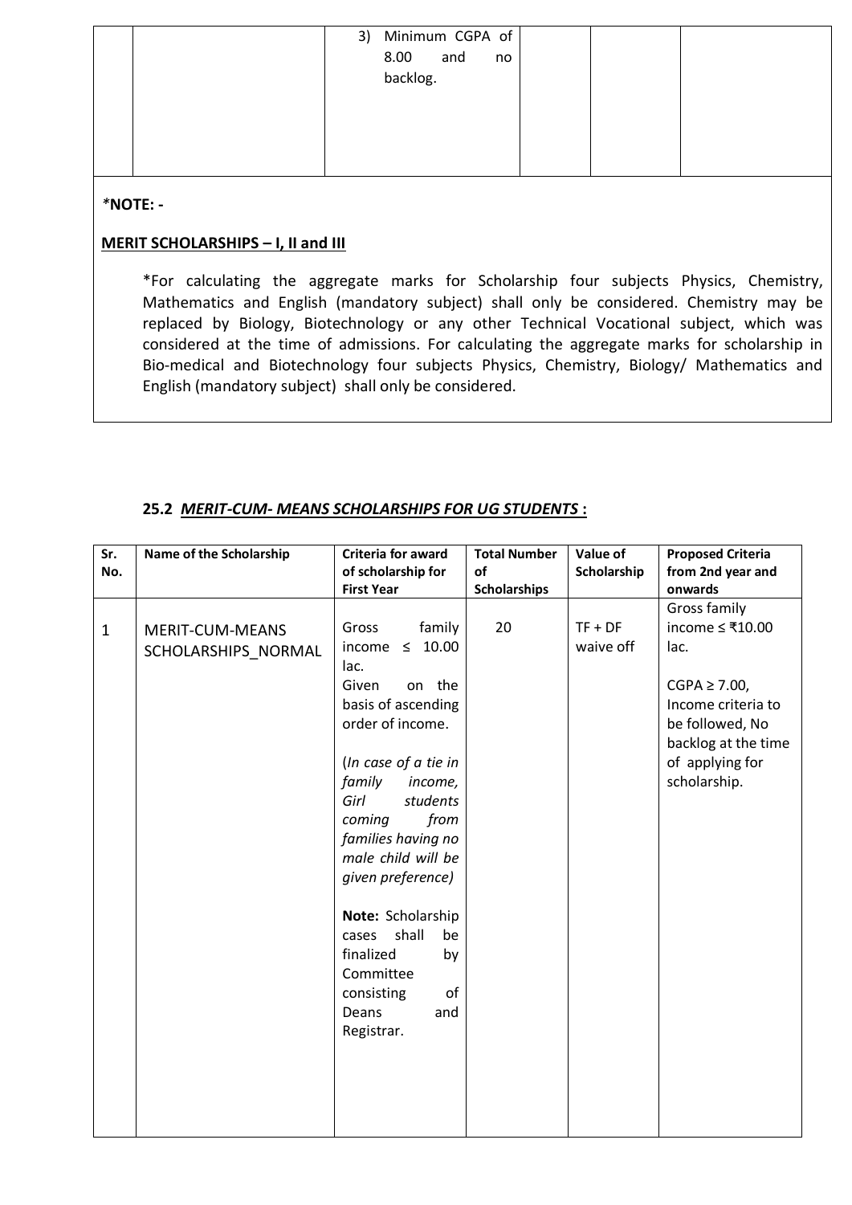| | | 3) Minimum CGPA of 8.00 and no backlog. | | | |
|---|---|---|---|---|---|

*NOTE: -

**MERIT SCHOLARSHIPS – I, II and III**

*For calculating the aggregate marks for Scholarship four subjects Physics, Chemistry, Mathematics and English (mandatory subject) shall only be considered. Chemistry may be replaced by Biology, Biotechnology or any other Technical Vocational subject, which was considered at the time of admissions. For calculating the aggregate marks for scholarship in Bio-medical and Biotechnology four subjects Physics, Chemistry, Biology/ Mathematics and English (mandatory subject) shall only be considered.

### 25.2 ***MERIT-CUM- MEANS SCHOLARSHIPS FOR UG STUDENTS*** :

| Sr. No. | Name of the Scholarship | Criteria for award of scholarship for First Year | Total Number of Scholarships | Value of Scholarship | Proposed Criteria from 2nd year and onwards |
|---|---|---|---|---|---|
| 1 | MERIT-CUM-MEANS SCHOLARSHIPS_NORMAL | Gross family income ≤ 10.00 lac.<br>Given on the basis of ascending order of income.<br><br>(*In case of a tie in family income, Girl students coming from families having no male child will be given preference)*<br><br>**Note:** Scholarship cases shall be finalized by Committee consisting of Deans and Registrar. | 20 | TF + DF waive off | Gross family income ≤ ₹10.00 lac.<br><br>CGPA ≥ 7.00, Income criteria to be followed, No backlog at the time of applying for scholarship. |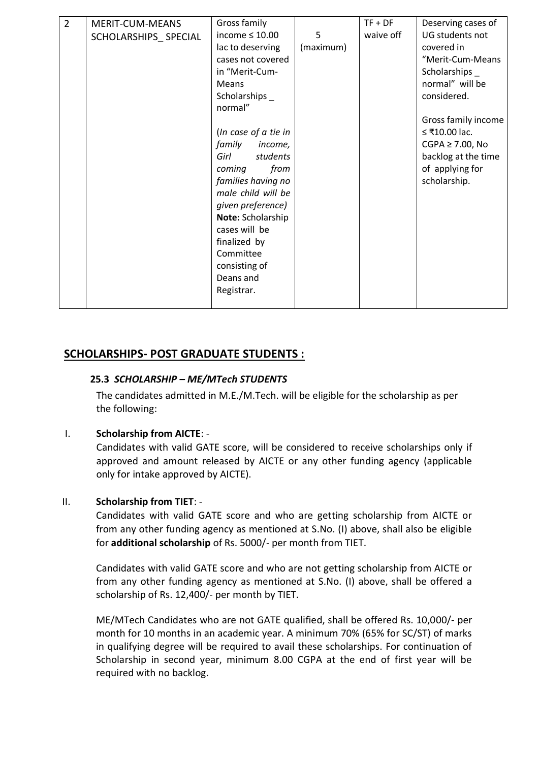| 2 | MERIT-CUM-MEANS SCHOLARSHIPS_ SPECIAL | Gross family income ≤ 10.00 lac to deserving cases not covered in "Merit-Cum-Means Scholarships _ normal"<br><br>*(In case of a tie in family income, Girl students coming from families having no male child will be given preference)*<br>**Note:** Scholarship cases will be finalized by Committee consisting of Deans and Registrar. | 5 (maximum) | TF + DF waive off | Deserving cases of UG students not covered in "Merit-Cum-Means Scholarships _ normal" will be considered.<br><br>Gross family income ≤ ₹10.00 lac. CGPA ≥ 7.00, No backlog at the time of applying for scholarship. |
|---|---|---|---|---|---|

## SCHOLARSHIPS- POST GRADUATE STUDENTS :

### 25.3 *SCHOLARSHIP – ME/MTech STUDENTS*

The candidates admitted in M.E./M.Tech. will be eligible for the scholarship as per the following:

I. **Scholarship from AICTE**: -

Candidates with valid GATE score, will be considered to receive scholarships only if approved and amount released by AICTE or any other funding agency (applicable only for intake approved by AICTE).

II. **Scholarship from TIET**: -

Candidates with valid GATE score and who are getting scholarship from AICTE or from any other funding agency as mentioned at S.No. (I) above, shall also be eligible for **additional scholarship** of Rs. 5000/- per month from TIET.

Candidates with valid GATE score and who are not getting scholarship from AICTE or from any other funding agency as mentioned at S.No. (I) above, shall be offered a scholarship of Rs. 12,400/- per month by TIET.

ME/MTech Candidates who are not GATE qualified, shall be offered Rs. 10,000/- per month for 10 months in an academic year. A minimum 70% (65% for SC/ST) of marks in qualifying degree will be required to avail these scholarships. For continuation of Scholarship in second year, minimum 8.00 CGPA at the end of first year will be required with no backlog.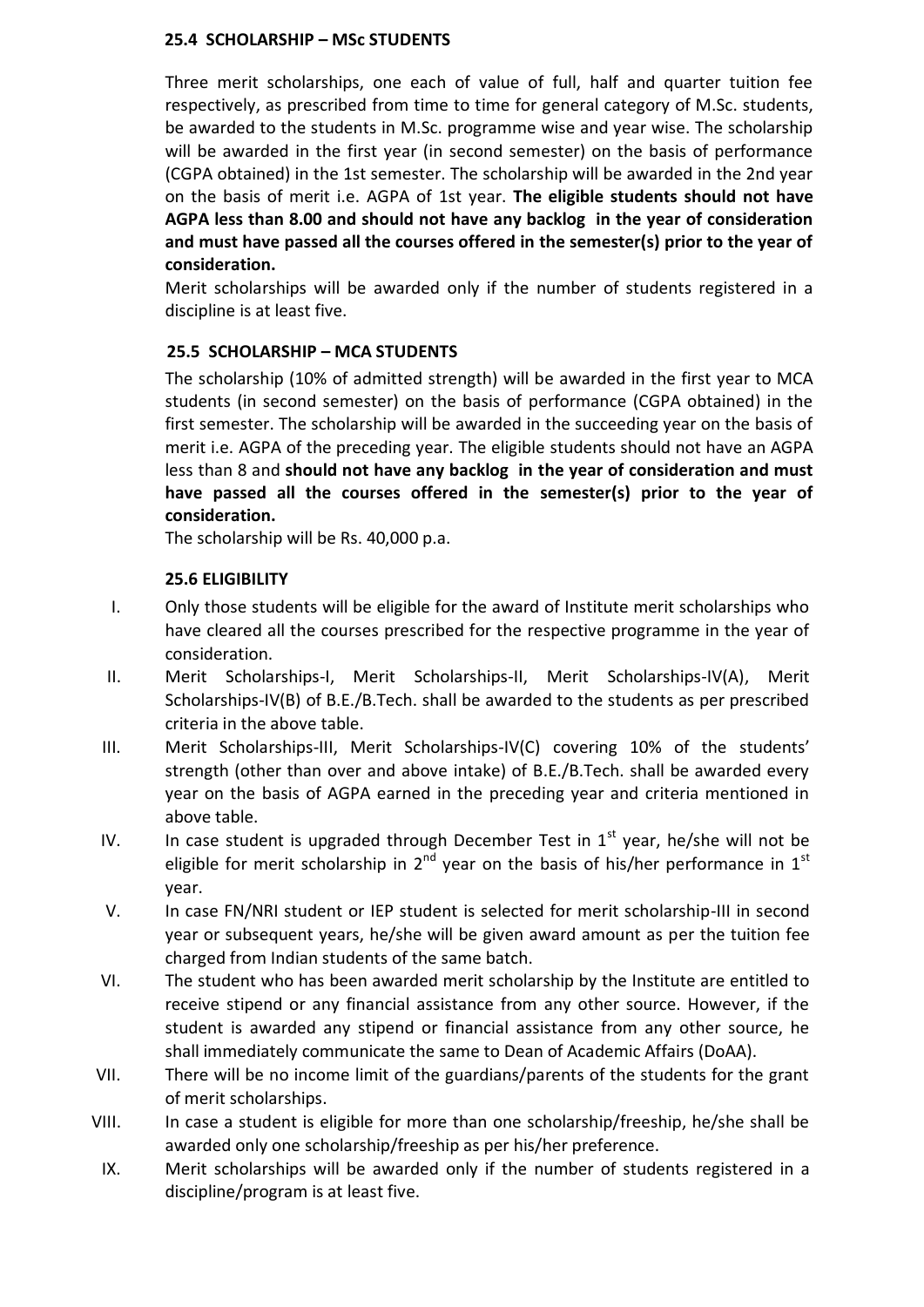### 25.4 SCHOLARSHIP – MSc STUDENTS

Three merit scholarships, one each of value of full, half and quarter tuition fee respectively, as prescribed from time to time for general category of M.Sc. students, be awarded to the students in M.Sc. programme wise and year wise. The scholarship will be awarded in the first year (in second semester) on the basis of performance (CGPA obtained) in the 1st semester. The scholarship will be awarded in the 2nd year on the basis of merit i.e. AGPA of 1st year. **The eligible students should not have AGPA less than 8.00 and should not have any backlog in the year of consideration and must have passed all the courses offered in the semester(s) prior to the year of consideration.**

Merit scholarships will be awarded only if the number of students registered in a discipline is at least five.

### 25.5 SCHOLARSHIP – MCA STUDENTS

The scholarship (10% of admitted strength) will be awarded in the first year to MCA students (in second semester) on the basis of performance (CGPA obtained) in the first semester. The scholarship will be awarded in the succeeding year on the basis of merit i.e. AGPA of the preceding year. The eligible students should not have an AGPA less than 8 and **should not have any backlog in the year of consideration and must have passed all the courses offered in the semester(s) prior to the year of consideration.**

The scholarship will be Rs. 40,000 p.a.

### 25.6 ELIGIBILITY

I. Only those students will be eligible for the award of Institute merit scholarships who have cleared all the courses prescribed for the respective programme in the year of consideration.

II. Merit Scholarships-I, Merit Scholarships-II, Merit Scholarships-IV(A), Merit Scholarships-IV(B) of B.E./B.Tech. shall be awarded to the students as per prescribed criteria in the above table.

III. Merit Scholarships-III, Merit Scholarships-IV(C) covering 10% of the students' strength (other than over and above intake) of B.E./B.Tech. shall be awarded every year on the basis of AGPA earned in the preceding year and criteria mentioned in above table.

IV. In case student is upgraded through December Test in 1st year, he/she will not be eligible for merit scholarship in 2nd year on the basis of his/her performance in 1st year.

V. In case FN/NRI student or IEP student is selected for merit scholarship-III in second year or subsequent years, he/she will be given award amount as per the tuition fee charged from Indian students of the same batch.

VI. The student who has been awarded merit scholarship by the Institute are entitled to receive stipend or any financial assistance from any other source. However, if the student is awarded any stipend or financial assistance from any other source, he shall immediately communicate the same to Dean of Academic Affairs (DoAA).

VII. There will be no income limit of the guardians/parents of the students for the grant of merit scholarships.

VIII. In case a student is eligible for more than one scholarship/freeship, he/she shall be awarded only one scholarship/freeship as per his/her preference.

IX. Merit scholarships will be awarded only if the number of students registered in a discipline/program is at least five.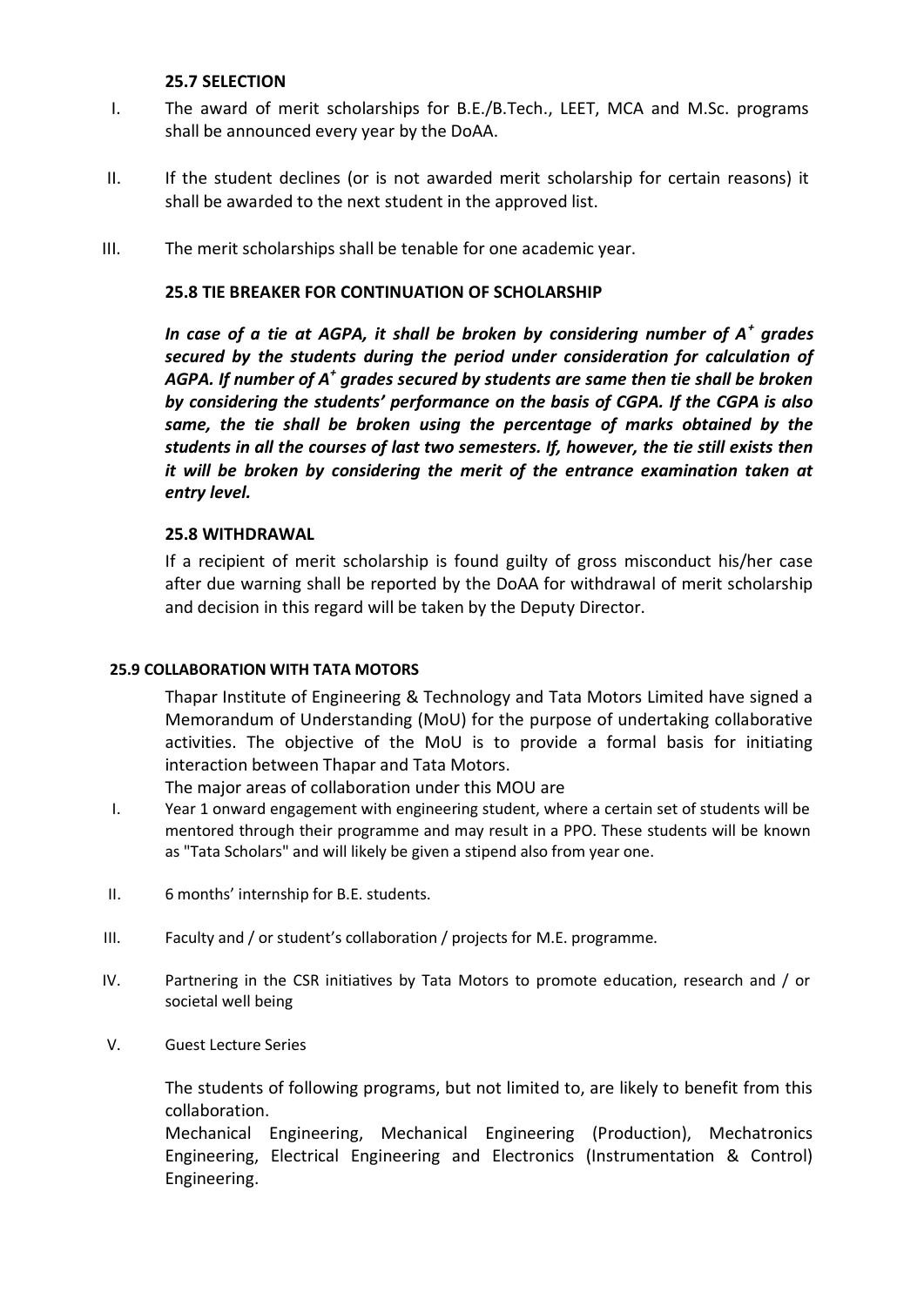### 25.7 SELECTION

I. The award of merit scholarships for B.E./B.Tech., LEET, MCA and M.Sc. programs shall be announced every year by the DoAA.

II. If the student declines (or is not awarded merit scholarship for certain reasons) it shall be awarded to the next student in the approved list.

III. The merit scholarships shall be tenable for one academic year.

### 25.8 TIE BREAKER FOR CONTINUATION OF SCHOLARSHIP

***In case of a tie at AGPA, it shall be broken by considering number of $A^+$ grades secured by the students during the period under consideration for calculation of AGPA. If number of $A^+$ grades secured by students are same then tie shall be broken by considering the students' performance on the basis of CGPA. If the CGPA is also same, the tie shall be broken using the percentage of marks obtained by the students in all the courses of last two semesters. If, however, the tie still exists then it will be broken by considering the merit of the entrance examination taken at entry level.***

### 25.8 WITHDRAWAL

If a recipient of merit scholarship is found guilty of gross misconduct his/her case after due warning shall be reported by the DoAA for withdrawal of merit scholarship and decision in this regard will be taken by the Deputy Director.

### 25.9 COLLABORATION WITH TATA MOTORS

Thapar Institute of Engineering & Technology and Tata Motors Limited have signed a Memorandum of Understanding (MoU) for the purpose of undertaking collaborative activities. The objective of the MoU is to provide a formal basis for initiating interaction between Thapar and Tata Motors.

The major areas of collaboration under this MOU are

I. Year 1 onward engagement with engineering student, where a certain set of students will be mentored through their programme and may result in a PPO. These students will be known as "Tata Scholars" and will likely be given a stipend also from year one.

II. 6 months' internship for B.E. students.

III. Faculty and / or student's collaboration / projects for M.E. programme.

IV. Partnering in the CSR initiatives by Tata Motors to promote education, research and / or societal well being

V. Guest Lecture Series

The students of following programs, but not limited to, are likely to benefit from this collaboration.

Mechanical Engineering, Mechanical Engineering (Production), Mechatronics Engineering, Electrical Engineering and Electronics (Instrumentation & Control) Engineering.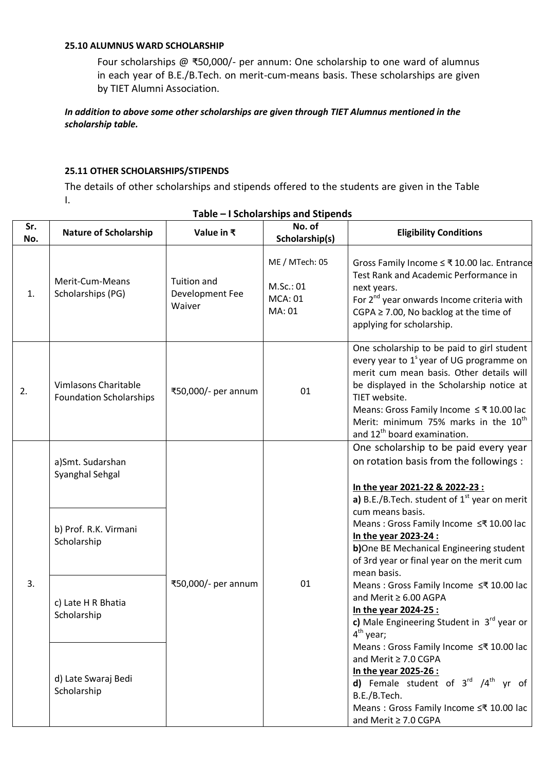### 25.10 ALUMNUS WARD SCHOLARSHIP

Four scholarships @ ₹50,000/- per annum: One scholarship to one ward of alumnus in each year of B.E./B.Tech. on merit-cum-means basis. These scholarships are given by TIET Alumni Association.

***In addition to above some other scholarships are given through TIET Alumnus mentioned in the scholarship table.***

### 25.11 OTHER SCHOLARSHIPS/STIPENDS

The details of other scholarships and stipends offered to the students are given in the Table I.

**Table – I Scholarships and Stipends**

| Sr. No. | Nature of Scholarship | Value in ₹ | No. of Scholarship(s) | Eligibility Conditions |
|---|---|---|---|---|
| 1. | Merit-Cum-Means Scholarships (PG) | Tuition and Development Fee Waiver | ME / MTech: 05<br><br>M.Sc.: 01<br>MCA: 01<br>MA: 01 | Gross Family Income ≤ ₹ 10.00 lac. Entrance Test Rank and Academic Performance in next years.<br>For 2nd year onwards Income criteria with CGPA ≥ 7.00, No backlog at the time of applying for scholarship. |
| 2. | Vimlasons Charitable Foundation Scholarships | ₹50,000/- per annum | 01 | One scholarship to be paid to girl student every year to 1st year of UG programme on merit cum mean basis. Other details will be displayed in the Scholarship notice at TIET website.<br>Means: Gross Family Income ≤ ₹ 10.00 lac<br>Merit: minimum 75% marks in the 10th and 12th board examination. |
| 3. | a)Smt. Sudarshan Syanghal Sehgal<br><br>b) Prof. R.K. Virmani Scholarship<br><br>c) Late H R Bhatia Scholarship<br><br>d) Late Swaraj Bedi Scholarship | ₹50,000/- per annum | 01 | One scholarship to be paid every year on rotation basis from the followings :<br><br>**In the year 2021-22 & 2022-23 :**<br>**a)** B.E./B.Tech. student of 1st year on merit cum means basis.<br>Means : Gross Family Income ≤₹ 10.00 lac<br>**In the year 2023-24 :**<br>**b)**One BE Mechanical Engineering student of 3rd year or final year on the merit cum mean basis.<br>Means : Gross Family Income ≤₹ 10.00 lac and Merit ≥ 6.00 AGPA<br>**In the year 2024-25 :**<br>**c)** Male Engineering Student in 3rd year or 4th year;<br>Means : Gross Family Income ≤₹ 10.00 lac and Merit ≥ 7.0 CGPA<br>**In the year 2025-26 :**<br>**d)** Female student of 3rd /4th yr of B.E./B.Tech.<br>Means : Gross Family Income ≤₹ 10.00 lac and Merit ≥ 7.0 CGPA |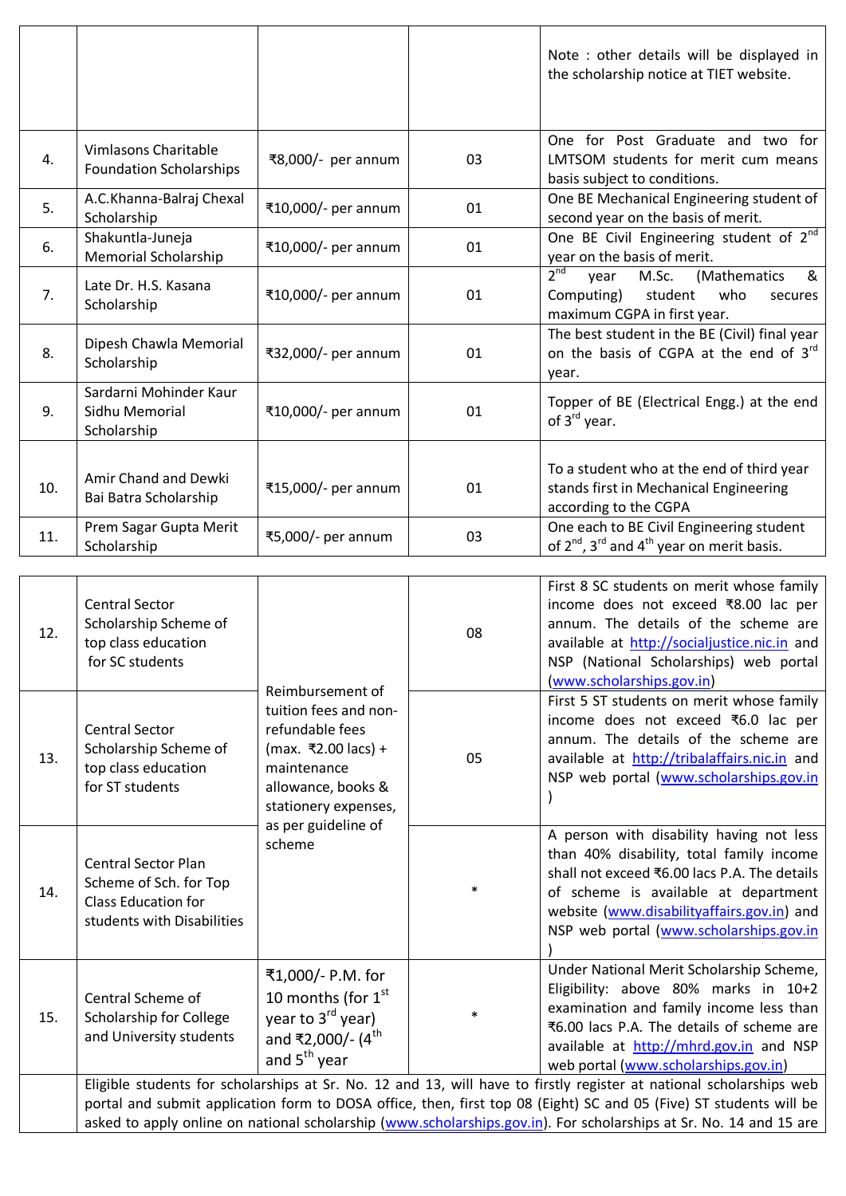| | | | | |
|---|---|---|---|---|
| | | | | Note : other details will be displayed in the scholarship notice at TIET website. |
| 4. | Vimlasons Charitable Foundation Scholarships | ₹8,000/- per annum | 03 | One for Post Graduate and two for LMTSOM students for merit cum means basis subject to conditions. |
| 5. | A.C.Khanna-Balraj Chexal Scholarship | ₹10,000/- per annum | 01 | One BE Mechanical Engineering student of second year on the basis of merit. |
| 6. | Shakuntla-Juneja Memorial Scholarship | ₹10,000/- per annum | 01 | One BE Civil Engineering student of 2nd year on the basis of merit. |
| 7. | Late Dr. H.S. Kasana Scholarship | ₹10,000/- per annum | 01 | 2nd year M.Sc. (Mathematics & Computing) student who secures maximum CGPA in first year. |
| 8. | Dipesh Chawla Memorial Scholarship | ₹32,000/- per annum | 01 | The best student in the BE (Civil) final year on the basis of CGPA at the end of 3rd year. |
| 9. | Sardarni Mohinder Kaur Sidhu Memorial Scholarship | ₹10,000/- per annum | 01 | Topper of BE (Electrical Engg.) at the end of 3rd year. |
| 10. | Amir Chand and Dewki Bai Batra Scholarship | ₹15,000/- per annum | 01 | To a student who at the end of third year stands first in Mechanical Engineering according to the CGPA |
| 11. | Prem Sagar Gupta Merit Scholarship | ₹5,000/- per annum | 03 | One each to BE Civil Engineering student of 2nd, 3rd and 4th year on merit basis. |

| | | | | |
|---|---|---|---|---|
| 12. | Central Sector Scholarship Scheme of top class education for SC students | Reimbursement of tuition fees and non-refundable fees (max. ₹2.00 lacs) + maintenance allowance, books & stationery expenses, as per guideline of scheme | 08 | First 8 SC students on merit whose family income does not exceed ₹8.00 lac per annum. The details of the scheme are available at http://socialjustice.nic.in and NSP (National Scholarships) web portal (www.scholarships.gov.in) |
| 13. | Central Sector Scholarship Scheme of top class education for ST students | | 05 | First 5 ST students on merit whose family income does not exceed ₹6.0 lac per annum. The details of the scheme are available at http://tribalaffairs.nic.in and NSP web portal (www.scholarships.gov.in) |
| 14. | Central Sector Plan Scheme of Sch. for Top Class Education for students with Disabilities | | * | A person with disability having not less than 40% disability, total family income shall not exceed ₹6.00 lacs P.A. The details of scheme is available at department website (www.disabilityaffairs.gov.in) and NSP web portal (www.scholarships.gov.in) |
| 15. | Central Scheme of Scholarship for College and University students | ₹1,000/- P.M. for 10 months (for 1st year to 3rd year) and ₹2,000/- (4th and 5th year | * | Under National Merit Scholarship Scheme, Eligibility: above 80% marks in 10+2 examination and family income less than ₹6.00 lacs P.A. The details of scheme are available at http://mhrd.gov.in and NSP web portal (www.scholarships.gov.in) |
| | Eligible students for scholarships at Sr. No. 12 and 13, will have to firstly register at national scholarships web portal and submit application form to DOSA office, then, first top 08 (Eight) SC and 05 (Five) ST students will be asked to apply online on national scholarship (www.scholarships.gov.in). For scholarships at Sr. No. 14 and 15 are | | | |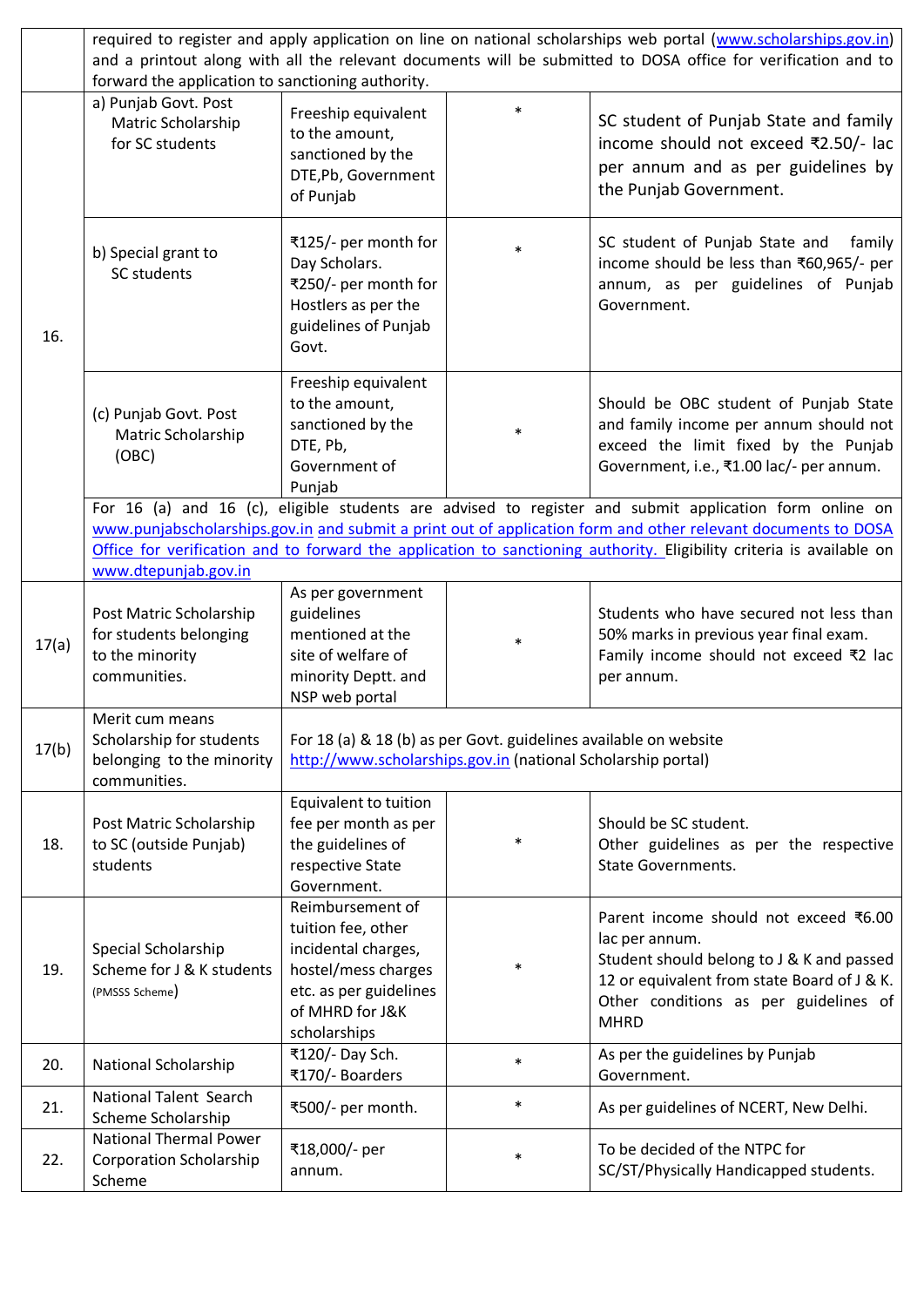| | | | | |
|---|---|---|---|---|
| | required to register and apply application on line on national scholarships web portal (www.scholarships.gov.in) and a printout along with all the relevant documents will be submitted to DOSA office for verification and to forward the application to sanctioning authority. | | | |
| 16. | a) Punjab Govt. Post Matric Scholarship for SC students | Freeship equivalent to the amount, sanctioned by the DTE,Pb, Government of Punjab | * | SC student of Punjab State and family income should not exceed ₹2.50/- lac per annum and as per guidelines by the Punjab Government. |
| | b) Special grant to SC students | ₹125/- per month for Day Scholars. ₹250/- per month for Hostlers as per the guidelines of Punjab Govt. | * | SC student of Punjab State and family income should be less than ₹60,965/- per annum, as per guidelines of Punjab Government. |
| | (c) Punjab Govt. Post Matric Scholarship (OBC) | Freeship equivalent to the amount, sanctioned by the DTE, Pb, Government of Punjab | * | Should be OBC student of Punjab State and family income per annum should not exceed the limit fixed by the Punjab Government, i.e., ₹1.00 lac/- per annum. |
| | For 16 (a) and 16 (c), eligible students are advised to register and submit application form online on www.punjabscholarships.gov.in and submit a print out of application form and other relevant documents to DOSA Office for verification and to forward the application to sanctioning authority. Eligibility criteria is available on www.dtepunjab.gov.in | | | |
| 17(a) | Post Matric Scholarship for students belonging to the minority communities. | As per government guidelines mentioned at the site of welfare of minority Deptt. and NSP web portal | * | Students who have secured not less than 50% marks in previous year final exam. Family income should not exceed ₹2 lac per annum. |
| 17(b) | Merit cum means Scholarship for students belonging to the minority communities. | For 18 (a) & 18 (b) as per Govt. guidelines available on website http://www.scholarships.gov.in (national Scholarship portal) | | |
| 18. | Post Matric Scholarship to SC (outside Punjab) students | Equivalent to tuition fee per month as per the guidelines of respective State Government. | * | Should be SC student. Other guidelines as per the respective State Governments. |
| 19. | Special Scholarship Scheme for J & K students (PMSSS Scheme) | Reimbursement of tuition fee, other incidental charges, hostel/mess charges etc. as per guidelines of MHRD for J&K scholarships | * | Parent income should not exceed ₹6.00 lac per annum. Student should belong to J & K and passed 12 or equivalent from state Board of J & K. Other conditions as per guidelines of MHRD |
| 20. | National Scholarship | ₹120/- Day Sch. ₹170/- Boarders | * | As per the guidelines by Punjab Government. |
| 21. | National Talent Search Scheme Scholarship | ₹500/- per month. | * | As per guidelines of NCERT, New Delhi. |
| 22. | National Thermal Power Corporation Scholarship Scheme | ₹18,000/- per annum. | * | To be decided of the NTPC for SC/ST/Physically Handicapped students. |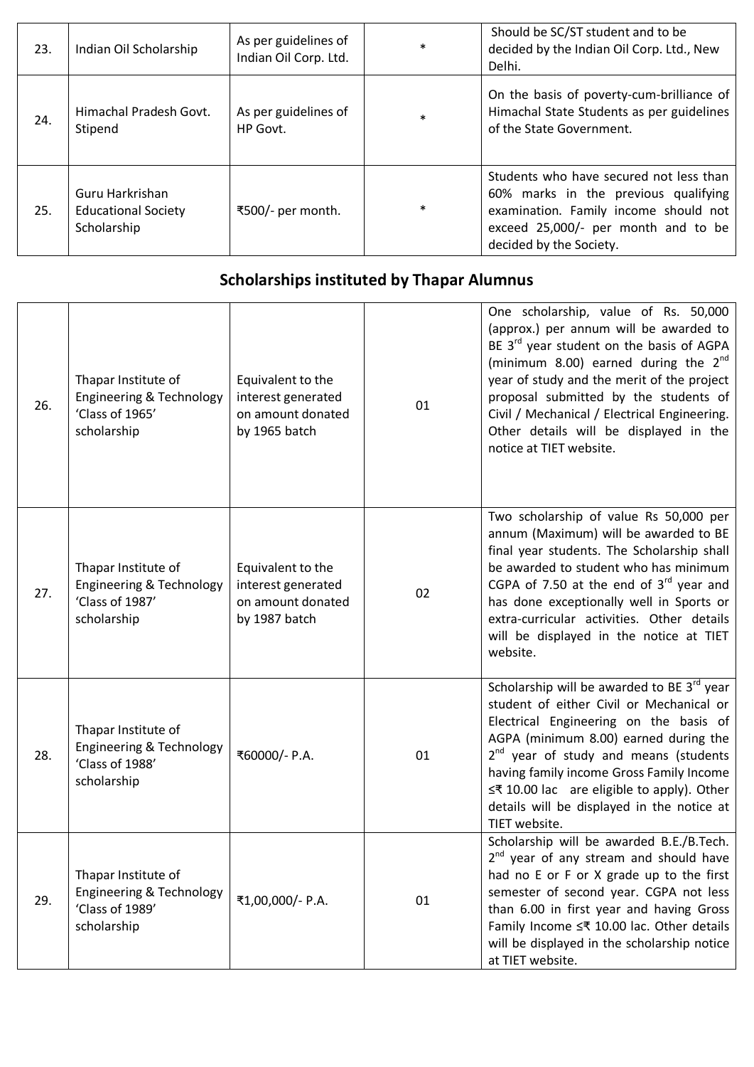| 23. | Indian Oil Scholarship | As per guidelines of Indian Oil Corp. Ltd. | * | Should be SC/ST student and to be decided by the Indian Oil Corp. Ltd., New Delhi. |
|---|---|---|---|---|
| 24. | Himachal Pradesh Govt. Stipend | As per guidelines of HP Govt. | * | On the basis of poverty-cum-brilliance of Himachal State Students as per guidelines of the State Government. |
| 25. | Guru Harkrishan Educational Society Scholarship | ₹500/- per month. | * | Students who have secured not less than 60% marks in the previous qualifying examination. Family income should not exceed 25,000/- per month and to be decided by the Society. |

## Scholarships instituted by Thapar Alumnus

| 26. | Thapar Institute of Engineering & Technology 'Class of 1965' scholarship | Equivalent to the interest generated on amount donated by 1965 batch | 01 | One scholarship, value of Rs. 50,000 (approx.) per annum will be awarded to BE 3rd year student on the basis of AGPA (minimum 8.00) earned during the 2nd year of study and the merit of the project proposal submitted by the students of Civil / Mechanical / Electrical Engineering. Other details will be displayed in the notice at TIET website. |
|---|---|---|---|---|
| 27. | Thapar Institute of Engineering & Technology 'Class of 1987' scholarship | Equivalent to the interest generated on amount donated by 1987 batch | 02 | Two scholarship of value Rs 50,000 per annum (Maximum) will be awarded to BE final year students. The Scholarship shall be awarded to student who has minimum CGPA of 7.50 at the end of 3rd year and has done exceptionally well in Sports or extra-curricular activities. Other details will be displayed in the notice at TIET website. |
| 28. | Thapar Institute of Engineering & Technology 'Class of 1988' scholarship | ₹60000/- P.A. | 01 | Scholarship will be awarded to BE 3rd year student of either Civil or Mechanical or Electrical Engineering on the basis of AGPA (minimum 8.00) earned during the 2nd year of study and means (students having family income Gross Family Income ≤₹ 10.00 lac are eligible to apply). Other details will be displayed in the notice at TIET website. |
| 29. | Thapar Institute of Engineering & Technology 'Class of 1989' scholarship | ₹1,00,000/- P.A. | 01 | Scholarship will be awarded B.E./B.Tech. 2nd year of any stream and should have had no E or F or X grade up to the first semester of second year. CGPA not less than 6.00 in first year and having Gross Family Income ≤₹ 10.00 lac. Other details will be displayed in the scholarship notice at TIET website. |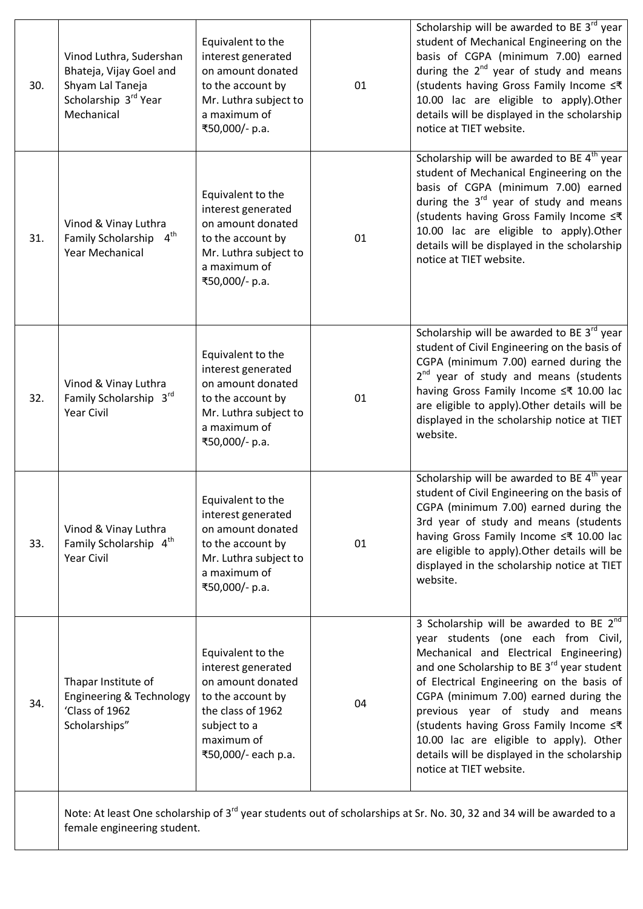| 30. | Vinod Luthra, Sudershan Bhateja, Vijay Goel and Shyam Lal Taneja Scholarship 3rd Year Mechanical | Equivalent to the interest generated on amount donated to the account by Mr. Luthra subject to a maximum of ₹50,000/- p.a. | 01 | Scholarship will be awarded to BE 3rd year student of Mechanical Engineering on the basis of CGPA (minimum 7.00) earned during the 2nd year of study and means (students having Gross Family Income ≤₹ 10.00 lac are eligible to apply).Other details will be displayed in the scholarship notice at TIET website. |
|---|---|---|---|---|
| 31. | Vinod & Vinay Luthra Family Scholarship 4th Year Mechanical | Equivalent to the interest generated on amount donated to the account by Mr. Luthra subject to a maximum of ₹50,000/- p.a. | 01 | Scholarship will be awarded to BE 4th year student of Mechanical Engineering on the basis of CGPA (minimum 7.00) earned during the 3rd year of study and means (students having Gross Family Income ≤₹ 10.00 lac are eligible to apply).Other details will be displayed in the scholarship notice at TIET website. |
| 32. | Vinod & Vinay Luthra Family Scholarship 3rd Year Civil | Equivalent to the interest generated on amount donated to the account by Mr. Luthra subject to a maximum of ₹50,000/- p.a. | 01 | Scholarship will be awarded to BE 3rd year student of Civil Engineering on the basis of CGPA (minimum 7.00) earned during the 2nd year of study and means (students having Gross Family Income ≤₹ 10.00 lac are eligible to apply).Other details will be displayed in the scholarship notice at TIET website. |
| 33. | Vinod & Vinay Luthra Family Scholarship 4th Year Civil | Equivalent to the interest generated on amount donated to the account by Mr. Luthra subject to a maximum of ₹50,000/- p.a. | 01 | Scholarship will be awarded to BE 4th year student of Civil Engineering on the basis of CGPA (minimum 7.00) earned during the 3rd year of study and means (students having Gross Family Income ≤₹ 10.00 lac are eligible to apply).Other details will be displayed in the scholarship notice at TIET website. |
| 34. | Thapar Institute of Engineering & Technology 'Class of 1962 Scholarships" | Equivalent to the interest generated on amount donated to the account by the class of 1962 subject to a maximum of ₹50,000/- each p.a. | 04 | 3 Scholarship will be awarded to BE 2nd year students (one each from Civil, Mechanical and Electrical Engineering) and one Scholarship to BE 3rd year student of Electrical Engineering on the basis of CGPA (minimum 7.00) earned during the previous year of study and means (students having Gross Family Income ≤₹ 10.00 lac are eligible to apply). Other details will be displayed in the scholarship notice at TIET website. |
| | Note: At least One scholarship of 3rd year students out of scholarships at Sr. No. 30, 32 and 34 will be awarded to a female engineering student. | | | |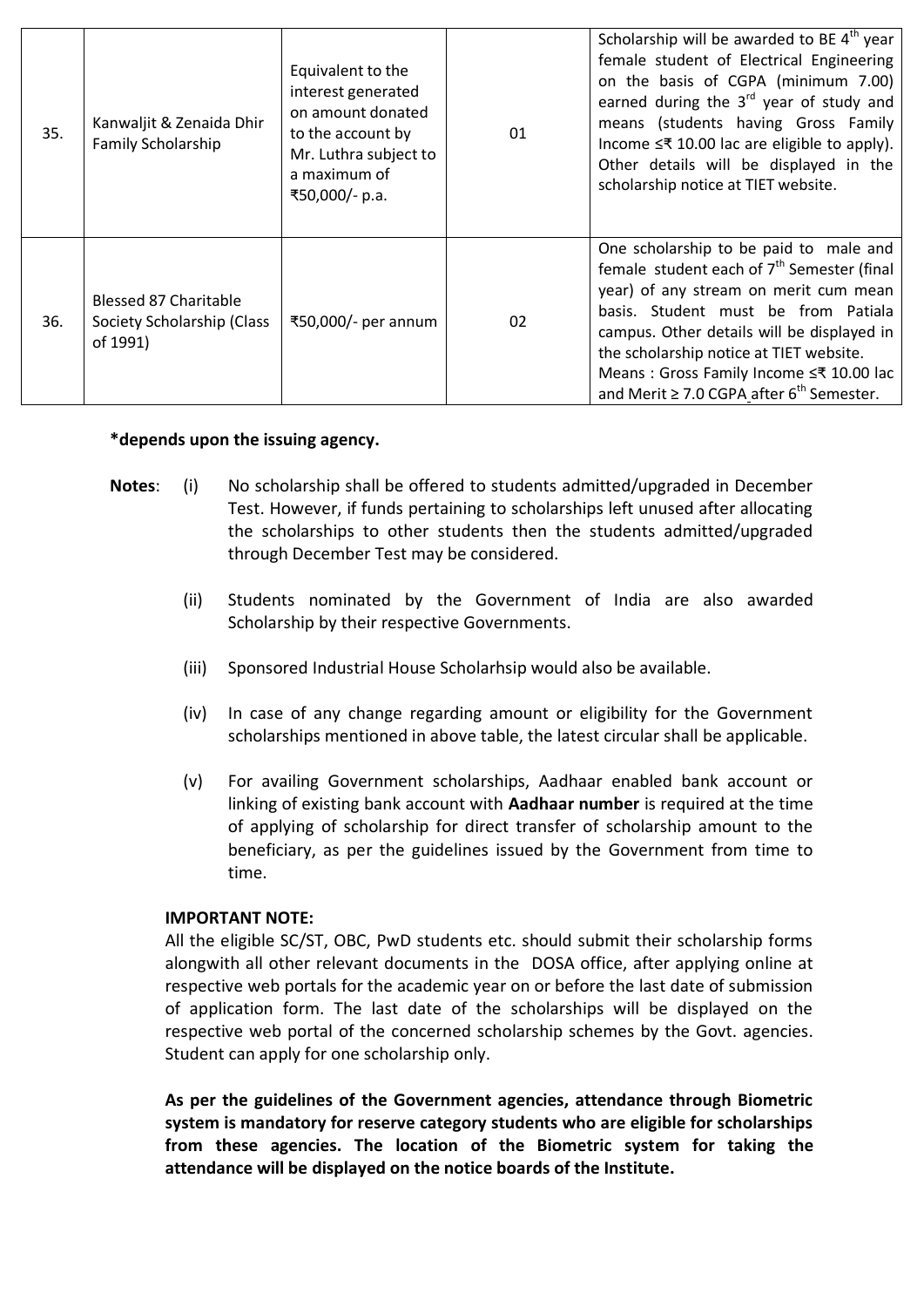| | | | | |
|---|---|---|---|---|
| 35. | Kanwaljit & Zenaida Dhir Family Scholarship | Equivalent to the interest generated on amount donated to the account by Mr. Luthra subject to a maximum of ₹50,000/- p.a. | 01 | Scholarship will be awarded to BE 4th year female student of Electrical Engineering on the basis of CGPA (minimum 7.00) earned during the 3rd year of study and means (students having Gross Family Income ≤₹ 10.00 lac are eligible to apply). Other details will be displayed in the scholarship notice at TIET website. |
| 36. | Blessed 87 Charitable Society Scholarship (Class of 1991) | ₹50,000/- per annum | 02 | One scholarship to be paid to male and female student each of 7th Semester (final year) of any stream on merit cum mean basis. Student must be from Patiala campus. Other details will be displayed in the scholarship notice at TIET website. Means : Gross Family Income ≤₹ 10.00 lac and Merit ≥ 7.0 CGPA after 6th Semester. |

**\*depends upon the issuing agency.**

**Notes**:

(i) No scholarship shall be offered to students admitted/upgraded in December Test. However, if funds pertaining to scholarships left unused after allocating the scholarships to other students then the students admitted/upgraded through December Test may be considered.

(ii) Students nominated by the Government of India are also awarded Scholarship by their respective Governments.

(iii) Sponsored Industrial House Scholarhsip would also be available.

(iv) In case of any change regarding amount or eligibility for the Government scholarships mentioned in above table, the latest circular shall be applicable.

(v) For availing Government scholarships, Aadhaar enabled bank account or linking of existing bank account with **Aadhaar number** is required at the time of applying of scholarship for direct transfer of scholarship amount to the beneficiary, as per the guidelines issued by the Government from time to time.

**IMPORTANT NOTE:**

All the eligible SC/ST, OBC, PwD students etc. should submit their scholarship forms alongwith all other relevant documents in the DOSA office, after applying online at respective web portals for the academic year on or before the last date of submission of application form. The last date of the scholarships will be displayed on the respective web portal of the concerned scholarship schemes by the Govt. agencies. Student can apply for one scholarship only.

**As per the guidelines of the Government agencies, attendance through Biometric system is mandatory for reserve category students who are eligible for scholarships from these agencies. The location of the Biometric system for taking the attendance will be displayed on the notice boards of the Institute.**